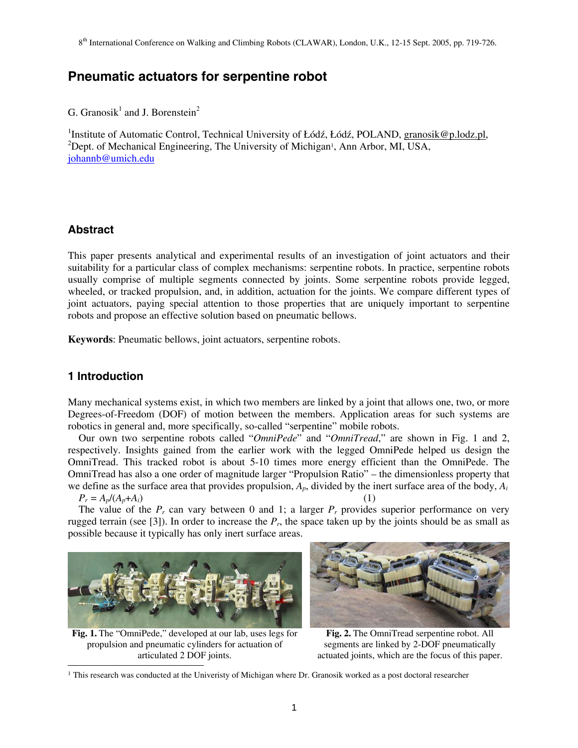# Pneumatic actuators for serpentine robot

G. Granosik[1] and J. Borenstein[2]

[1]Institute of Automatic Control, Technical University of Łódź, Łódź, POLAND, granosik@p.lodz.pl,
[2]Dept. of Mechanical Engineering, The University of Michigan[1], Ann Arbor, MI, USA, johannb@umich.edu

## Abstract

This paper presents analytical and experimental results of an investigation of joint actuators and their suitability for a particular class of complex mechanisms: serpentine robots. In practice, serpentine robots usually comprise of multiple segments connected by joints. Some serpentine robots provide legged, wheeled, or tracked propulsion, and, in addition, actuation for the joints. We compare different types of joint actuators, paying special attention to those properties that are uniquely important to serpentine robots and propose an effective solution based on pneumatic bellows.

**Keywords**: Pneumatic bellows, joint actuators, serpentine robots.

## 1 Introduction

Many mechanical systems exist, in which two members are linked by a joint that allows one, two, or more Degrees-of-Freedom (DOF) of motion between the members. Application areas for such systems are robotics in general and, more specifically, so-called "serpentine" mobile robots.

Our own two serpentine robots called "*OmniPede*" and "*OmniTread*," are shown in Fig. 1 and 2, respectively. Insights gained from the earlier work with the legged OmniPede helped us design the OmniTread. This tracked robot is about 5-10 times more energy efficient than the OmniPede. The OmniTread has also a one order of magnitude larger "Propulsion Ratio" – the dimensionless property that we define as the surface area that provides propulsion, $A_p$, divided by the inert surface area of the body, $A_i$

$$P_r = A_p/(A_p+A_i) \qquad (1)$$

The value of the $P_r$ can vary between 0 and 1; a larger $P_r$ provides superior performance on very rugged terrain (see [3]). In order to increase the $P_r$, the space taken up by the joints should be as small as possible because it typically has only inert surface areas.

**Fig. 1.** The "OmniPede," developed at our lab, uses legs for propulsion and pneumatic cylinders for actuation of articulated 2 DOF joints.

**Fig. 2.** The OmniTread serpentine robot. All segments are linked by 2-DOF pneumatically actuated joints, which are the focus of this paper.

[1] This research was conducted at the Univeristy of Michigan where Dr. Granosik worked as a post doctoral researcher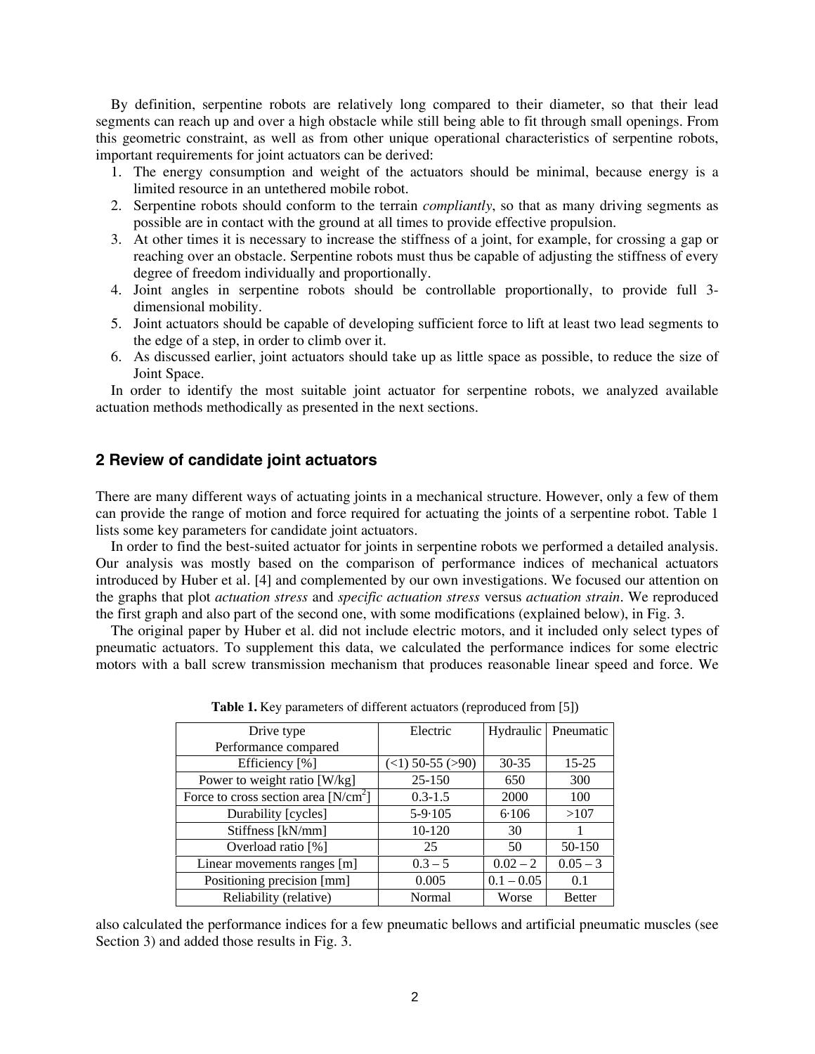By definition, serpentine robots are relatively long compared to their diameter, so that their lead segments can reach up and over a high obstacle while still being able to fit through small openings. From this geometric constraint, as well as from other unique operational characteristics of serpentine robots, important requirements for joint actuators can be derived:

1. The energy consumption and weight of the actuators should be minimal, because energy is a limited resource in an untethered mobile robot.
2. Serpentine robots should conform to the terrain *compliantly*, so that as many driving segments as possible are in contact with the ground at all times to provide effective propulsion.
3. At other times it is necessary to increase the stiffness of a joint, for example, for crossing a gap or reaching over an obstacle. Serpentine robots must thus be capable of adjusting the stiffness of every degree of freedom individually and proportionally.
4. Joint angles in serpentine robots should be controllable proportionally, to provide full 3-dimensional mobility.
5. Joint actuators should be capable of developing sufficient force to lift at least two lead segments to the edge of a step, in order to climb over it.
6. As discussed earlier, joint actuators should take up as little space as possible, to reduce the size of Joint Space.

In order to identify the most suitable joint actuator for serpentine robots, we analyzed available actuation methods methodically as presented in the next sections.

## 2 Review of candidate joint actuators

There are many different ways of actuating joints in a mechanical structure. However, only a few of them can provide the range of motion and force required for actuating the joints of a serpentine robot. Table 1 lists some key parameters for candidate joint actuators.

In order to find the best-suited actuator for joints in serpentine robots we performed a detailed analysis. Our analysis was mostly based on the comparison of performance indices of mechanical actuators introduced by Huber et al. [4] and complemented by our own investigations. We focused our attention on the graphs that plot *actuation stress* and *specific actuation stress* versus *actuation strain*. We reproduced the first graph and also part of the second one, with some modifications (explained below), in Fig. 3.

The original paper by Huber et al. did not include electric motors, and it included only select types of pneumatic actuators. To supplement this data, we calculated the performance indices for some electric motors with a ball screw transmission mechanism that produces reasonable linear speed and force. We also calculated the performance indices for a few pneumatic bellows and artificial pneumatic muscles (see Section 3) and added those results in Fig. 3.

**Table 1.** Key parameters of different actuators (reproduced from [5])

| Drive type / Performance compared | Electric | Hydraulic | Pneumatic |
|---|---|---|---|
| Efficiency [%] | (<1) 50-55 (>90) | 30-35 | 15-25 |
| Power to weight ratio [W/kg] | 25-150 | 650 | 300 |
| Force to cross section area [N/cm$^2$] | 0.3-1.5 | 2000 | 100 |
| Durability [cycles] | 5-9·105 | 6·106 | >107 |
| Stiffness [kN/mm] | 10-120 | 30 | 1 |
| Overload ratio [%] | 25 | 50 | 50-150 |
| Linear movements ranges [m] | 0.3 – 5 | 0.02 – 2 | 0.05 – 3 |
| Positioning precision [mm] | 0.005 | 0.1 – 0.05 | 0.1 |
| Reliability (relative) | Normal | Worse | Better |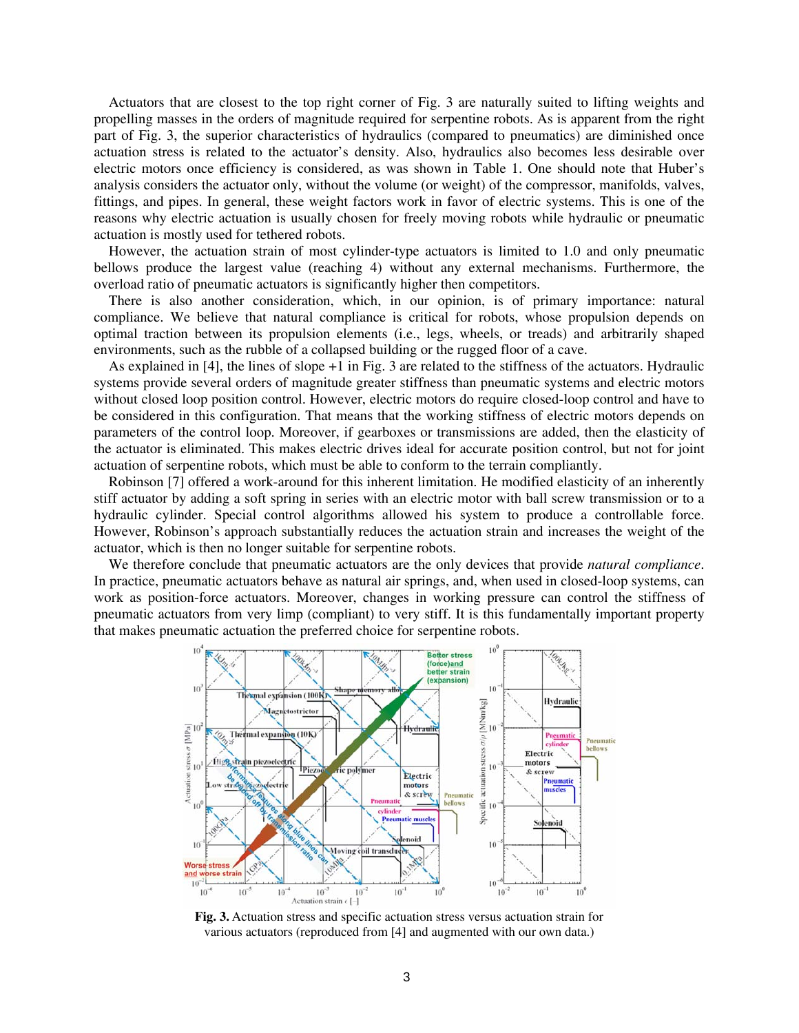Actuators that are closest to the top right corner of Fig. 3 are naturally suited to lifting weights and propelling masses in the orders of magnitude required for serpentine robots. As is apparent from the right part of Fig. 3, the superior characteristics of hydraulics (compared to pneumatics) are diminished once actuation stress is related to the actuator's density. Also, hydraulics also becomes less desirable over electric motors once efficiency is considered, as was shown in Table 1. One should note that Huber's analysis considers the actuator only, without the volume (or weight) of the compressor, manifolds, valves, fittings, and pipes. In general, these weight factors work in favor of electric systems. This is one of the reasons why electric actuation is usually chosen for freely moving robots while hydraulic or pneumatic actuation is mostly used for tethered robots.

However, the actuation strain of most cylinder-type actuators is limited to 1.0 and only pneumatic bellows produce the largest value (reaching 4) without any external mechanisms. Furthermore, the overload ratio of pneumatic actuators is significantly higher then competitors.

There is also another consideration, which, in our opinion, is of primary importance: natural compliance. We believe that natural compliance is critical for robots, whose propulsion depends on optimal traction between its propulsion elements (i.e., legs, wheels, or treads) and arbitrarily shaped environments, such as the rubble of a collapsed building or the rugged floor of a cave.

As explained in [4], the lines of slope +1 in Fig. 3 are related to the stiffness of the actuators. Hydraulic systems provide several orders of magnitude greater stiffness than pneumatic systems and electric motors without closed loop position control. However, electric motors do require closed-loop control and have to be considered in this configuration. That means that the working stiffness of electric motors depends on parameters of the control loop. Moreover, if gearboxes or transmissions are added, then the elasticity of the actuator is eliminated. This makes electric drives ideal for accurate position control, but not for joint actuation of serpentine robots, which must be able to conform to the terrain compliantly.

Robinson [7] offered a work-around for this inherent limitation. He modified elasticity of an inherently stiff actuator by adding a soft spring in series with an electric motor with ball screw transmission or to a hydraulic cylinder. Special control algorithms allowed his system to produce a controllable force. However, Robinson's approach substantially reduces the actuation strain and increases the weight of the actuator, which is then no longer suitable for serpentine robots.

We therefore conclude that pneumatic actuators are the only devices that provide *natural compliance*. In practice, pneumatic actuators behave as natural air springs, and, when used in closed-loop systems, can work as position-force actuators. Moreover, changes in working pressure can control the stiffness of pneumatic actuators from very limp (compliant) to very stiff. It is this fundamentally important property that makes pneumatic actuation the preferred choice for serpentine robots.

**Fig. 3.** Actuation stress and specific actuation stress versus actuation strain for various actuators (reproduced from [4] and augmented with our own data.)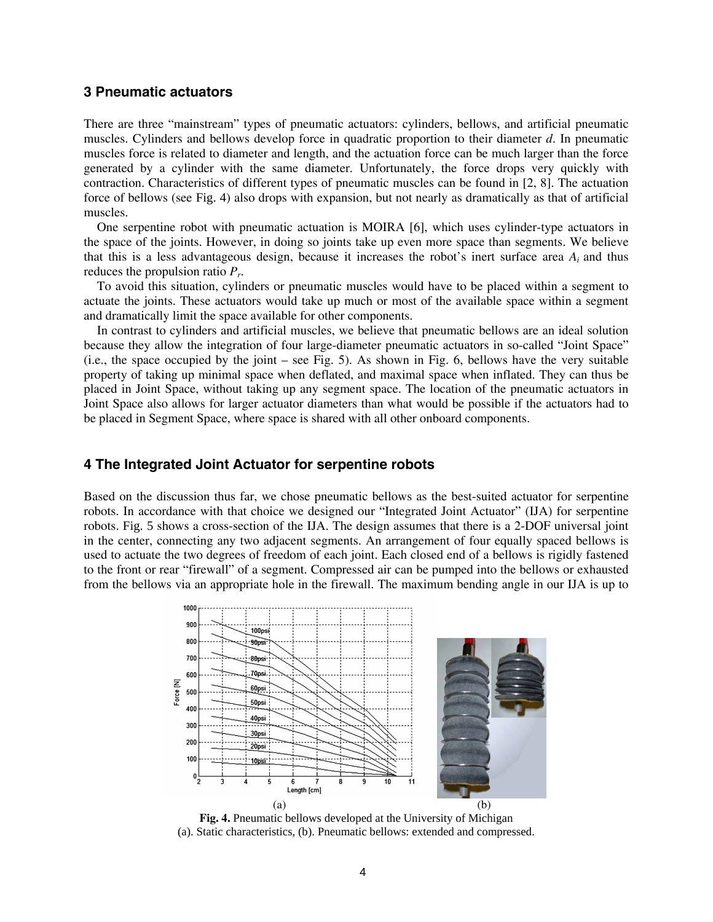## 3 Pneumatic actuators

There are three "mainstream" types of pneumatic actuators: cylinders, bellows, and artificial pneumatic muscles. Cylinders and bellows develop force in quadratic proportion to their diameter $d$. In pneumatic muscles force is related to diameter and length, and the actuation force can be much larger than the force generated by a cylinder with the same diameter. Unfortunately, the force drops very quickly with contraction. Characteristics of different types of pneumatic muscles can be found in [2, 8]. The actuation force of bellows (see Fig. 4) also drops with expansion, but not nearly as dramatically as that of artificial muscles.

One serpentine robot with pneumatic actuation is MOIRA [6], which uses cylinder-type actuators in the space of the joints. However, in doing so joints take up even more space than segments. We believe that this is a less advantageous design, because it increases the robot's inert surface area $A_i$ and thus reduces the propulsion ratio $P_r$.

To avoid this situation, cylinders or pneumatic muscles would have to be placed within a segment to actuate the joints. These actuators would take up much or most of the available space within a segment and dramatically limit the space available for other components.

In contrast to cylinders and artificial muscles, we believe that pneumatic bellows are an ideal solution because they allow the integration of four large-diameter pneumatic actuators in so-called "Joint Space" (i.e., the space occupied by the joint – see Fig. 5). As shown in Fig. 6, bellows have the very suitable property of taking up minimal space when deflated, and maximal space when inflated. They can thus be placed in Joint Space, without taking up any segment space. The location of the pneumatic actuators in Joint Space also allows for larger actuator diameters than what would be possible if the actuators had to be placed in Segment Space, where space is shared with all other onboard components.

## 4 The Integrated Joint Actuator for serpentine robots

Based on the discussion thus far, we chose pneumatic bellows as the best-suited actuator for serpentine robots. In accordance with that choice we designed our "Integrated Joint Actuator" (IJA) for serpentine robots. Fig. 5 shows a cross-section of the IJA. The design assumes that there is a 2-DOF universal joint in the center, connecting any two adjacent segments. An arrangement of four equally spaced bellows is used to actuate the two degrees of freedom of each joint. Each closed end of a bellows is rigidly fastened to the front or rear "firewall" of a segment. Compressed air can be pumped into the bellows or exhausted from the bellows via an appropriate hole in the firewall. The maximum bending angle in our IJA is up to

(a) (b)

**Fig. 4.** Pneumatic bellows developed at the University of Michigan
(a). Static characteristics, (b). Pneumatic bellows: extended and compressed.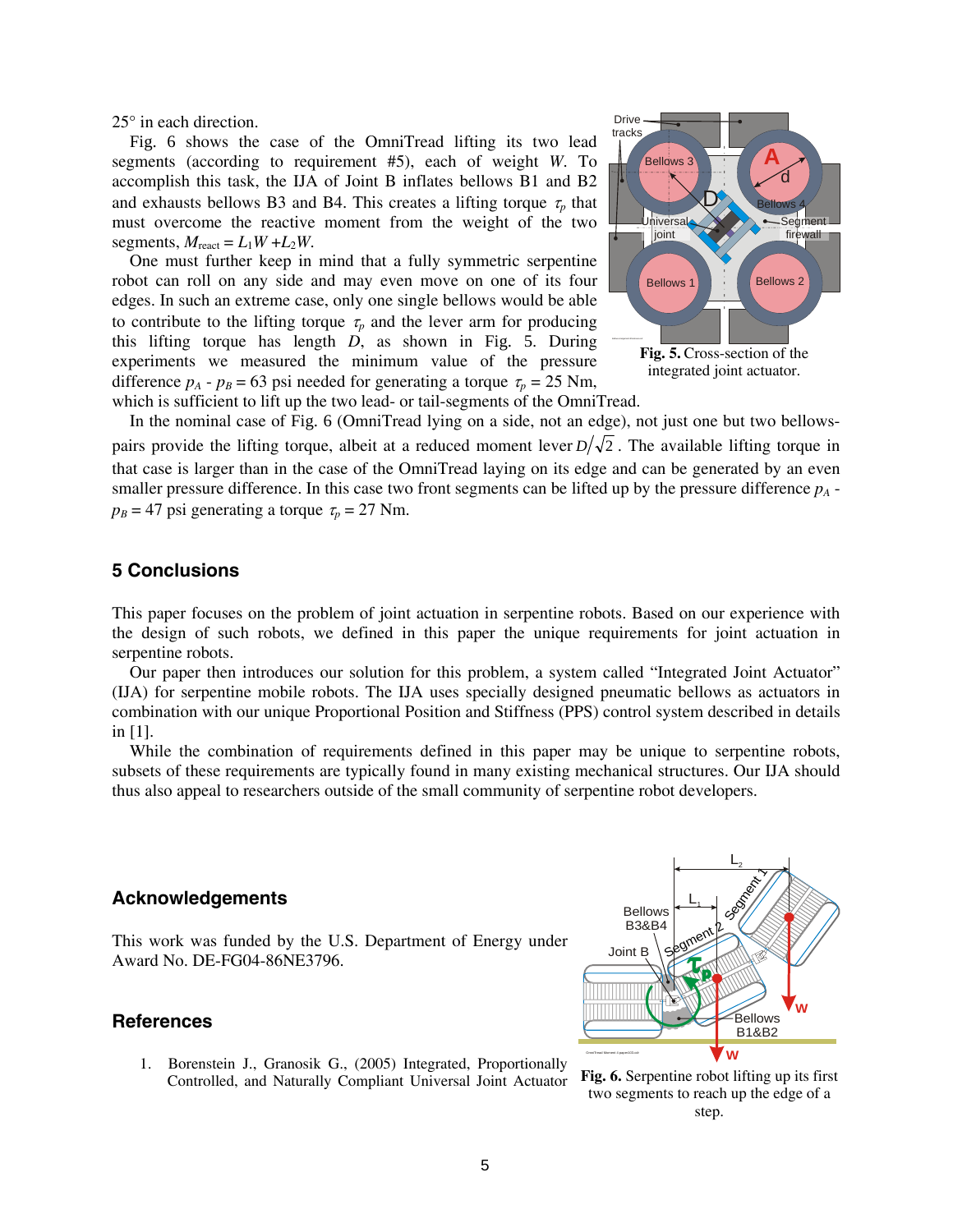25° in each direction.

Fig. 6 shows the case of the OmniTread lifting its two lead segments (according to requirement #5), each of weight $W$. To accomplish this task, the IJA of Joint B inflates bellows B1 and B2 and exhausts bellows B3 and B4. This creates a lifting torque $\tau_p$ that must overcome the reactive moment from the weight of the two segments, $M_{react} = L_1W + L_2W$.

One must further keep in mind that a fully symmetric serpentine robot can roll on any side and may even move on one of its four edges. In such an extreme case, only one single bellows would be able to contribute to the lifting torque $\tau_p$ and the lever arm for producing this lifting torque has length $D$, as shown in Fig. 5. During experiments we measured the minimum value of the pressure difference $p_A$ - $p_B$ = 63 psi needed for generating a torque $\tau_p$ = 25 Nm, which is sufficient to lift up the two lead- or tail-segments of the OmniTread.

**Fig. 5.** Cross-section of the integrated joint actuator.

In the nominal case of Fig. 6 (OmniTread lying on a side, not an edge), not just one but two bellows-pairs provide the lifting torque, albeit at a reduced moment lever $D/\sqrt{2}$. The available lifting torque in that case is larger than in the case of the OmniTread laying on its edge and can be generated by an even smaller pressure difference. In this case two front segments can be lifted up by the pressure difference $p_A$ - $p_B$ = 47 psi generating a torque $\tau_p$ = 27 Nm.

## 5 Conclusions

This paper focuses on the problem of joint actuation in serpentine robots. Based on our experience with the design of such robots, we defined in this paper the unique requirements for joint actuation in serpentine robots.

Our paper then introduces our solution for this problem, a system called "Integrated Joint Actuator" (IJA) for serpentine mobile robots. The IJA uses specially designed pneumatic bellows as actuators in combination with our unique Proportional Position and Stiffness (PPS) control system described in details in [1].

While the combination of requirements defined in this paper may be unique to serpentine robots, subsets of these requirements are typically found in many existing mechanical structures. Our IJA should thus also appeal to researchers outside of the small community of serpentine robot developers.

## Acknowledgements

This work was funded by the U.S. Department of Energy under Award No. DE-FG04-86NE3796.

## References

1. Borenstein J., Granosik G., (2005) Integrated, Proportionally Controlled, and Naturally Compliant Universal Joint Actuator

**Fig. 6.** Serpentine robot lifting up its first two segments to reach up the edge of a step.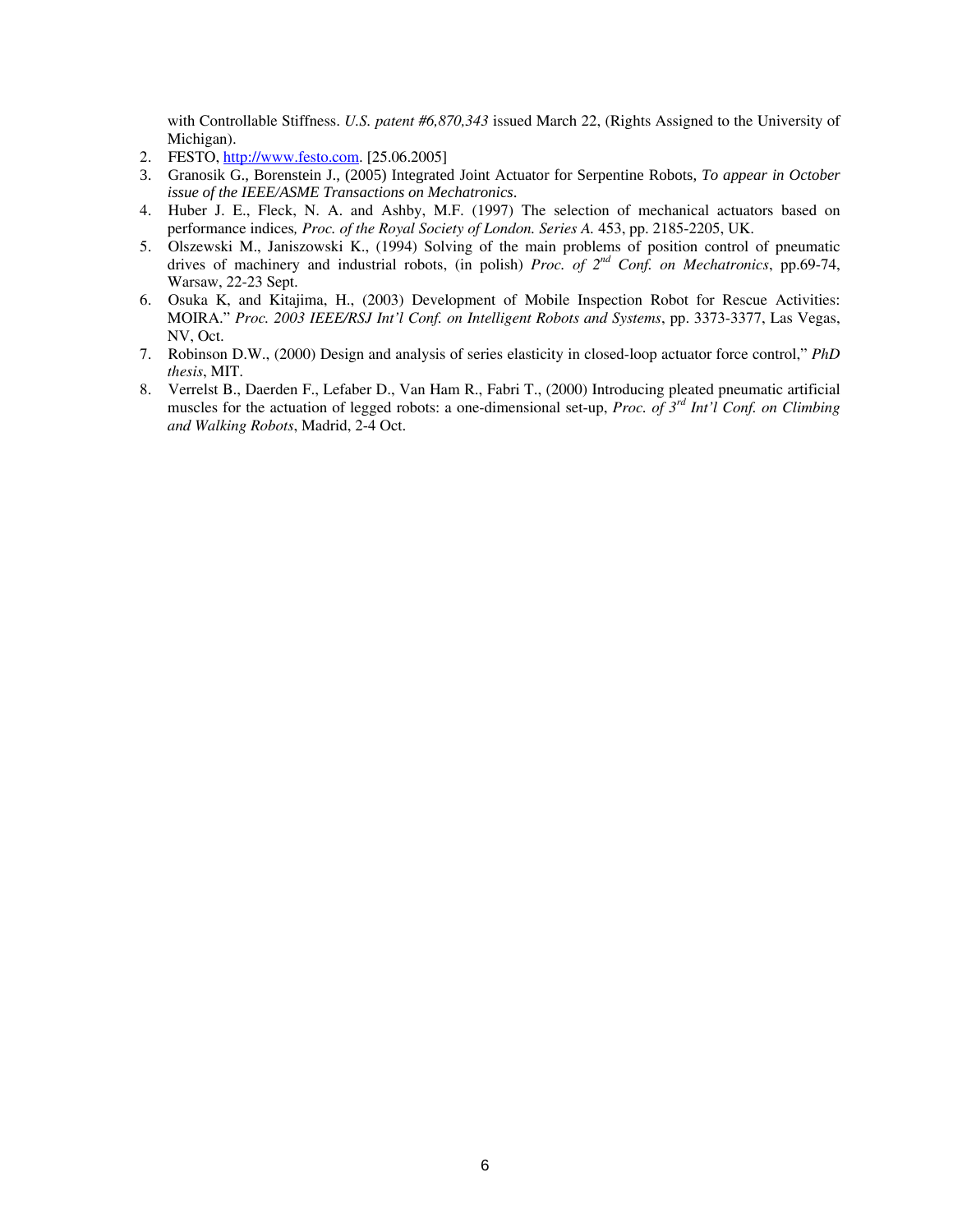with Controllable Stiffness. *U.S. patent #6,870,343* issued March 22, (Rights Assigned to the University of Michigan).

2. FESTO, http://www.festo.com. [25.06.2005]
3. Granosik G., Borenstein J., (2005) Integrated Joint Actuator for Serpentine Robots, *To appear in October issue of the IEEE/ASME Transactions on Mechatronics*.
4. Huber J. E., Fleck, N. A. and Ashby, M.F. (1997) The selection of mechanical actuators based on performance indices*, Proc. of the Royal Society of London. Series A.* 453, pp. 2185-2205, UK.
5. Olszewski M., Janiszowski K., (1994) Solving of the main problems of position control of pneumatic drives of machinery and industrial robots, (in polish) *Proc. of 2nd Conf. on Mechatronics*, pp.69-74, Warsaw, 22-23 Sept.
6. Osuka K, and Kitajima, H., (2003) Development of Mobile Inspection Robot for Rescue Activities: MOIRA." *Proc. 2003 IEEE/RSJ Int'l Conf. on Intelligent Robots and Systems*, pp. 3373-3377, Las Vegas, NV, Oct.
7. Robinson D.W., (2000) Design and analysis of series elasticity in closed-loop actuator force control," *PhD thesis*, MIT.
8. Verrelst B., Daerden F., Lefaber D., Van Ham R., Fabri T., (2000) Introducing pleated pneumatic artificial muscles for the actuation of legged robots: a one-dimensional set-up, *Proc. of 3rd Int'l Conf. on Climbing and Walking Robots*, Madrid, 2-4 Oct.